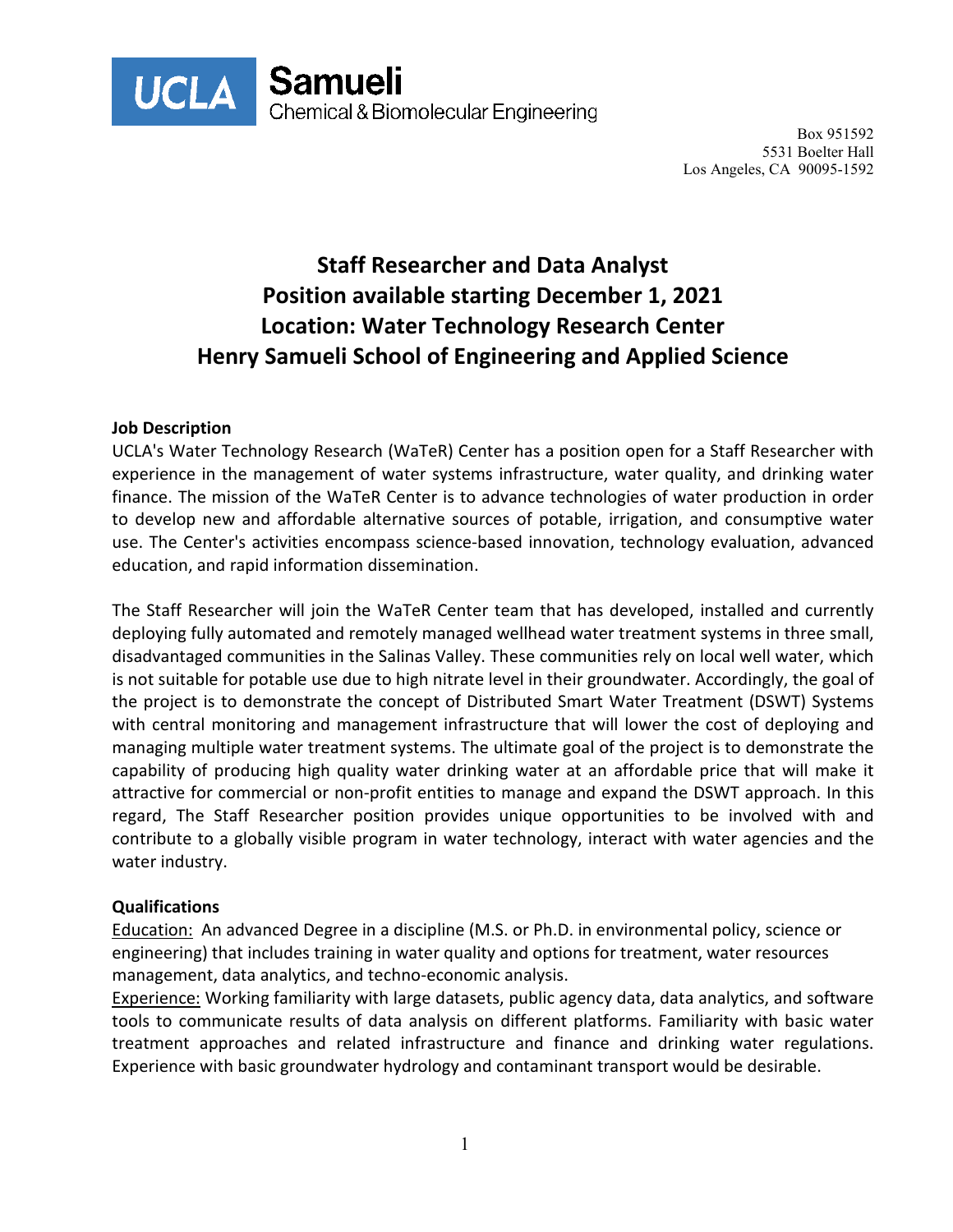UCLA Samueli
Chemical & Biomolecular Engineering

Box 951592
5531 Boelter Hall
Los Angeles, CA 90095-1592

# Staff Researcher and Data Analyst
# Position available starting December 1, 2021
# Location: Water Technology Research Center
# Henry Samueli School of Engineering and Applied Science

**Job Description**

UCLA's Water Technology Research (WaTeR) Center has a position open for a Staff Researcher with experience in the management of water systems infrastructure, water quality, and drinking water finance. The mission of the WaTeR Center is to advance technologies of water production in order to develop new and affordable alternative sources of potable, irrigation, and consumptive water use. The Center's activities encompass science-based innovation, technology evaluation, advanced education, and rapid information dissemination.

The Staff Researcher will join the WaTeR Center team that has developed, installed and currently deploying fully automated and remotely managed wellhead water treatment systems in three small, disadvantaged communities in the Salinas Valley. These communities rely on local well water, which is not suitable for potable use due to high nitrate level in their groundwater. Accordingly, the goal of the project is to demonstrate the concept of Distributed Smart Water Treatment (DSWT) Systems with central monitoring and management infrastructure that will lower the cost of deploying and managing multiple water treatment systems. The ultimate goal of the project is to demonstrate the capability of producing high quality water drinking water at an affordable price that will make it attractive for commercial or non-profit entities to manage and expand the DSWT approach. In this regard, The Staff Researcher position provides unique opportunities to be involved with and contribute to a globally visible program in water technology, interact with water agencies and the water industry.

**Qualifications**

Education: An advanced Degree in a discipline (M.S. or Ph.D. in environmental policy, science or engineering) that includes training in water quality and options for treatment, water resources management, data analytics, and techno-economic analysis.

Experience: Working familiarity with large datasets, public agency data, data analytics, and software tools to communicate results of data analysis on different platforms. Familiarity with basic water treatment approaches and related infrastructure and finance and drinking water regulations. Experience with basic groundwater hydrology and contaminant transport would be desirable.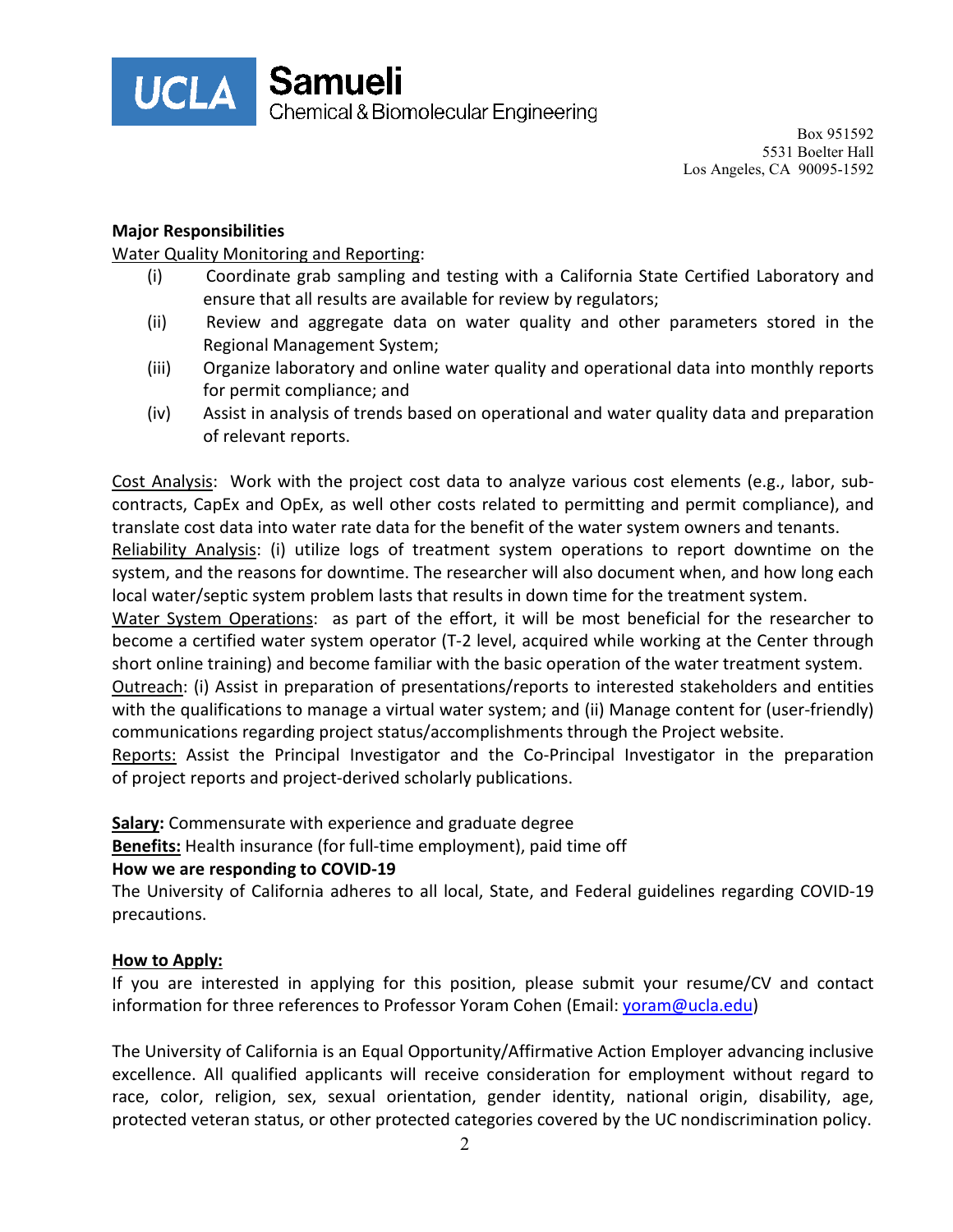UCLA Samueli
Chemical & Biomolecular Engineering

Box 951592
5531 Boelter Hall
Los Angeles, CA 90095-1592

**Major Responsibilities**

Water Quality Monitoring and Reporting:

- (i) Coordinate grab sampling and testing with a California State Certified Laboratory and ensure that all results are available for review by regulators;
- (ii) Review and aggregate data on water quality and other parameters stored in the Regional Management System;
- (iii) Organize laboratory and online water quality and operational data into monthly reports for permit compliance; and
- (iv) Assist in analysis of trends based on operational and water quality data and preparation of relevant reports.

Cost Analysis: Work with the project cost data to analyze various cost elements (e.g., labor, sub-contracts, CapEx and OpEx, as well other costs related to permitting and permit compliance), and translate cost data into water rate data for the benefit of the water system owners and tenants.

Reliability Analysis: (i) utilize logs of treatment system operations to report downtime on the system, and the reasons for downtime. The researcher will also document when, and how long each local water/septic system problem lasts that results in down time for the treatment system.

Water System Operations: as part of the effort, it will be most beneficial for the researcher to become a certified water system operator (T-2 level, acquired while working at the Center through short online training) and become familiar with the basic operation of the water treatment system.

Outreach: (i) Assist in preparation of presentations/reports to interested stakeholders and entities with the qualifications to manage a virtual water system; and (ii) Manage content for (user-friendly) communications regarding project status/accomplishments through the Project website.

Reports: Assist the Principal Investigator and the Co-Principal Investigator in the preparation of project reports and project-derived scholarly publications.

**Salary:** Commensurate with experience and graduate degree

**Benefits:** Health insurance (for full-time employment), paid time off

**How we are responding to COVID-19**

The University of California adheres to all local, State, and Federal guidelines regarding COVID-19 precautions.

**How to Apply:**

If you are interested in applying for this position, please submit your resume/CV and contact information for three references to Professor Yoram Cohen (Email: yoram@ucla.edu)

The University of California is an Equal Opportunity/Affirmative Action Employer advancing inclusive excellence. All qualified applicants will receive consideration for employment without regard to race, color, religion, sex, sexual orientation, gender identity, national origin, disability, age, protected veteran status, or other protected categories covered by the UC nondiscrimination policy.